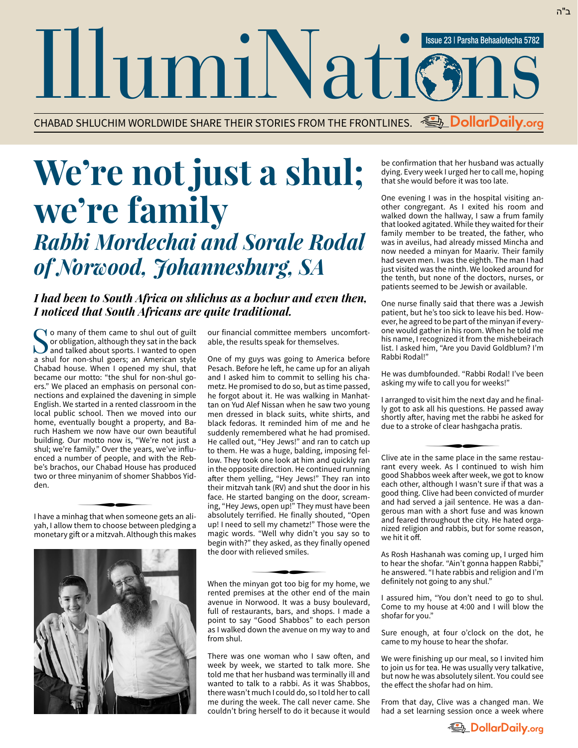ב"ה

# IllumiNations

Issue 23 | Parsha Behaalotecha 5782

CHABAD SHLUCHIM WORLDWIDE SHARE THEIR STORIES FROM THE FRONTLINES. DollarDaily.org

# We're not just a shul; we're family

## *Rabbi Mordechai and Sorale Rodal of Norwood, Johannesburg, SA*

***I had been to South Africa on shlichus as a bochur and even then, I noticed that South Africans are quite traditional.***

So many of them came to shul out of guilt or obligation, although they sat in the back and talked about sports. I wanted to open a shul for non-shul goers; an American style Chabad house. When I opened my shul, that became our motto: "the shul for non-shul goers." We placed an emphasis on personal connections and explained the davening in simple English. We started in a rented classroom in the local public school. Then we moved into our home, eventually bought a property, and Baruch Hashem we now have our own beautiful building. Our motto now is, "We're not just a shul; we're family." Over the years, we've influenced a number of people, and with the Rebbe's brachos, our Chabad House has produced two or three minyanim of shomer Shabbos Yidden.

I have a minhag that when someone gets an aliyah, I allow them to choose between pledging a monetary gift or a mitzvah. Although this makes our financial committee members uncomfortable, the results speak for themselves.

One of my guys was going to America before Pesach. Before he left, he came up for an aliyah and I asked him to commit to selling his chametz. He promised to do so, but as time passed, he forgot about it. He was walking in Manhattan on Yud Alef Nissan when he saw two young men dressed in black suits, white shirts, and black fedoras. It reminded him of me and he suddenly remembered what he had promised. He called out, "Hey Jews!" and ran to catch up to them. He was a huge, balding, imposing fellow. They took one look at him and quickly ran in the opposite direction. He continued running after them yelling, "Hey Jews!" They ran into their mitzvah tank (RV) and shut the door in his face. He started banging on the door, screaming, "Hey Jews, open up!" They must have been absolutely terrified. He finally shouted, "Open up! I need to sell my chametz!" Those were the magic words. "Well why didn't you say so to begin with?" they asked, as they finally opened the door with relieved smiles.

When the minyan got too big for my home, we rented premises at the other end of the main avenue in Norwood. It was a busy boulevard, full of restaurants, bars, and shops. I made a point to say "Good Shabbos" to each person as I walked down the avenue on my way to and from shul.

There was one woman who I saw often, and week by week, we started to talk more. She told me that her husband was terminally ill and wanted to talk to a rabbi. As it was Shabbos, there wasn't much I could do, so I told her to call me during the week. The call never came. She couldn't bring herself to do it because it would be confirmation that her husband was actually dying. Every week I urged her to call me, hoping that she would before it was too late.

One evening I was in the hospital visiting another congregant. As I exited his room and walked down the hallway, I saw a frum family that looked agitated. While they waited for their family member to be treated, the father, who was in aveilus, had already missed Mincha and now needed a minyan for Maariv. Their family had seven men. I was the eighth. The man I had just visited was the ninth. We looked around for the tenth, but none of the doctors, nurses, or patients seemed to be Jewish or available.

One nurse finally said that there was a Jewish patient, but he's too sick to leave his bed. However, he agreed to be part of the minyan if everyone would gather in his room. When he told me his name, I recognized it from the mishebeirach list. I asked him, "Are you David Goldblum? I'm Rabbi Rodal!"

He was dumbfounded. "Rabbi Rodal! I've been asking my wife to call you for weeks!"

I arranged to visit him the next day and he finally got to ask all his questions. He passed away shortly after, having met the rabbi he asked for due to a stroke of clear hashgacha pratis.

Clive ate in the same place in the same restaurant every week. As I continued to wish him good Shabbos week after week, we got to know each other, although I wasn't sure if that was a good thing. Clive had been convicted of murder and had served a jail sentence. He was a dangerous man with a short fuse and was known and feared throughout the city. He hated organized religion and rabbis, but for some reason, we hit it off.

As Rosh Hashanah was coming up, I urged him to hear the shofar. "Ain't gonna happen Rabbi," he answered. "I hate rabbis and religion and I'm definitely not going to any shul."

I assured him, "You don't need to go to shul. Come to my house at 4:00 and I will blow the shofar for you."

Sure enough, at four o'clock on the dot, he came to my house to hear the shofar.

We were finishing up our meal, so I invited him to join us for tea. He was usually very talkative, but now he was absolutely silent. You could see the effect the shofar had on him.

From that day, Clive was a changed man. We had a set learning session once a week where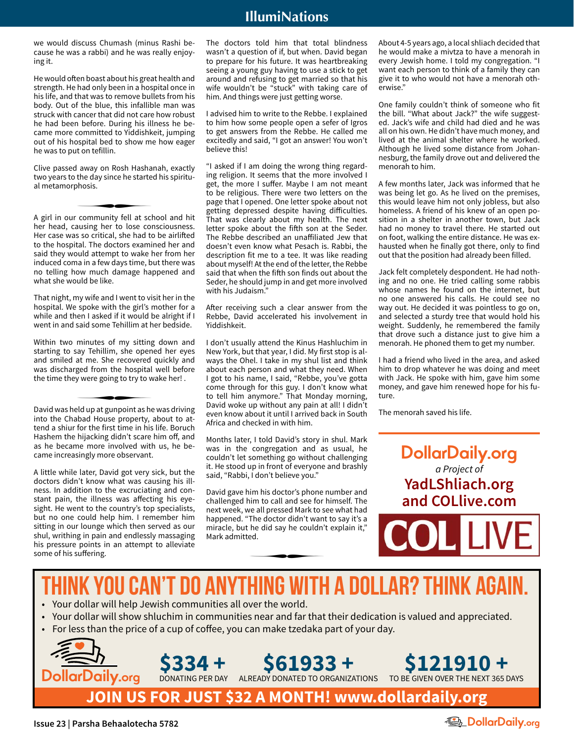we would discuss Chumash (minus Rashi because he was a rabbi) and he was really enjoying it.

He would often boast about his great health and strength. He had only been in a hospital once in his life, and that was to remove bullets from his body. Out of the blue, this infallible man was struck with cancer that did not care how robust he had been before. During his illness he became more committed to Yiddishkeit, jumping out of his hospital bed to show me how eager he was to put on tefillin.

Clive passed away on Rosh Hashanah, exactly two years to the day since he started his spiritual metamorphosis.

A girl in our community fell at school and hit her head, causing her to lose consciousness. Her case was so critical, she had to be airlifted to the hospital. The doctors examined her and said they would attempt to wake her from her induced coma in a few days time, but there was no telling how much damage happened and what she would be like.

That night, my wife and I went to visit her in the hospital. We spoke with the girl's mother for a while and then I asked if it would be alright if I went in and said some Tehillim at her bedside.

Within two minutes of my sitting down and starting to say Tehillim, she opened her eyes and smiled at me. She recovered quickly and was discharged from the hospital well before the time they were going to try to wake her! .

David was held up at gunpoint as he was driving into the Chabad House property, about to attend a shiur for the first time in his life. Boruch Hashem the hijacking didn't scare him off, and as he became more involved with us, he became increasingly more observant.

A little while later, David got very sick, but the doctors didn't know what was causing his illness. In addition to the excruciating and constant pain, the illness was affecting his eyesight. He went to the country's top specialists, but no one could help him. I remember him sitting in our lounge which then served as our shul, writhing in pain and endlessly massaging his pressure points in an attempt to alleviate some of his suffering.

The doctors told him that total blindness wasn't a question of if, but when. David began to prepare for his future. It was heartbreaking seeing a young guy having to use a stick to get around and refusing to get married so that his wife wouldn't be "stuck" with taking care of him. And things were just getting worse.

I advised him to write to the Rebbe. I explained to him how some people open a sefer of Igros to get answers from the Rebbe. He called me excitedly and said, "I got an answer! You won't believe this!

"I asked if I am doing the wrong thing regarding religion. It seems that the more involved I get, the more I suffer. Maybe I am not meant to be religious. There were two letters on the page that I opened. One letter spoke about not getting depressed despite having difficulties. That was clearly about my health. The next letter spoke about the fifth son at the Seder. The Rebbe described an unaffiliated Jew that doesn't even know what Pesach is. Rabbi, the description fit me to a tee. It was like reading about myself! At the end of the letter, the Rebbe said that when the fifth son finds out about the Seder, he should jump in and get more involved with his Judaism."

After receiving such a clear answer from the Rebbe, David accelerated his involvement in Yiddishkeit.

I don't usually attend the Kinus Hashluchim in New York, but that year, I did. My first stop is always the Ohel. I take in my shul list and think about each person and what they need. When I got to his name, I said, "Rebbe, you've gotta come through for this guy. I don't know what to tell him anymore." That Monday morning, David woke up without any pain at all! I didn't even know about it until I arrived back in South Africa and checked in with him.

Months later, I told David's story in shul. Mark was in the congregation and as usual, he couldn't let something go without challenging it. He stood up in front of everyone and brashly said, "Rabbi, I don't believe you."

David gave him his doctor's phone number and challenged him to call and see for himself. The next week, we all pressed Mark to see what had happened. "The doctor didn't want to say it's a miracle, but he did say he couldn't explain it," Mark admitted.

About 4-5 years ago, a local shliach decided that he would make a mivtza to have a menorah in every Jewish home. I told my congregation. "I want each person to think of a family they can give it to who would not have a menorah otherwise."

One family couldn't think of someone who fit the bill. "What about Jack?" the wife suggested. Jack's wife and child had died and he was all on his own. He didn't have much money, and lived at the animal shelter where he worked. Although he lived some distance from Johannesburg, the family drove out and delivered the menorah to him.

A few months later, Jack was informed that he was being let go. As he lived on the premises, this would leave him not only jobless, but also homeless. A friend of his knew of an open position in a shelter in another town, but Jack had no money to travel there. He started out on foot, walking the entire distance. He was exhausted when he finally got there, only to find out that the position had already been filled.

Jack felt completely despondent. He had nothing and no one. He tried calling some rabbis whose names he found on the internet, but no one answered his calls. He could see no way out. He decided it was pointless to go on, and selected a sturdy tree that would hold his weight. Suddenly, he remembered the family that drove such a distance just to give him a menorah. He phoned them to get my number.

I had a friend who lived in the area, and asked him to drop whatever he was doing and meet with Jack. He spoke with him, gave him some money, and gave him renewed hope for his future.

The menorah saved his life.

**DollarDaily.org**
*a Project of*
**YadLShliach.org and COLlive.com**

COL LIVE

# THINK YOU CAN'T DO ANYTHING WITH A DOLLAR? THINK AGAIN.

- Your dollar will help Jewish communities all over the world.
- Your dollar will show shluchim in communities near and far that their dedication is valued and appreciated.
- For less than the price of a cup of coffee, you can make tzedaka part of your day.

DollarDaily.org

**$334 +** DONATING PER DAY

**$61933 +** ALREADY DONATED TO ORGANIZATIONS

**$121910 +** TO BE GIVEN OVER THE NEXT 365 DAYS

**JOIN US FOR JUST $32 A MONTH! www.dollardaily.org**